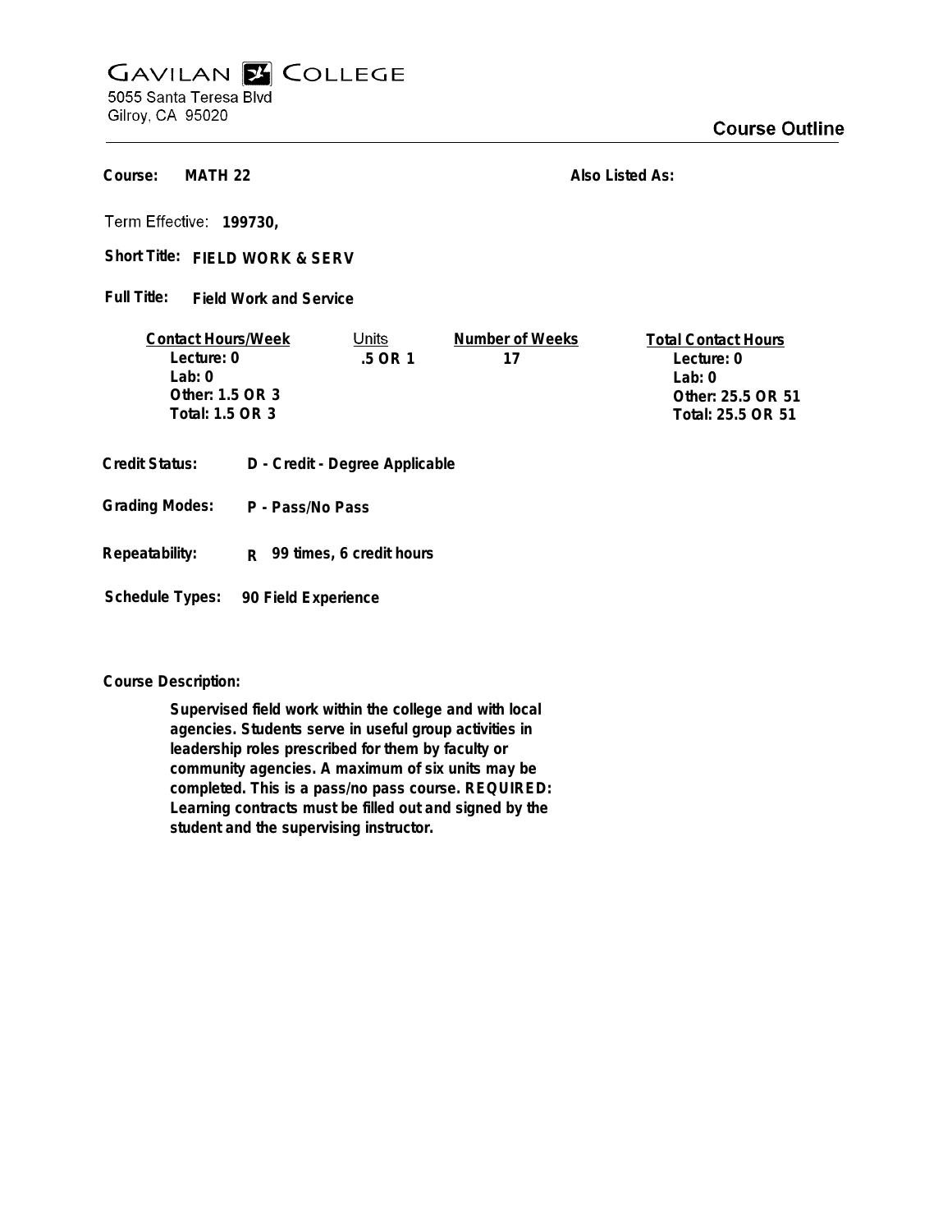# GAVILAN COLLEGE

5055 Santa Teresa Blvd
Gilroy, CA 95020

## Course Outline

**Course:** MATH 22

**Also Listed As:**

**Term Effective:** 199730,

**Short Title:** FIELD WORK & SERV

**Full Title:** Field Work and Service

| Contact Hours/Week | Units | Number of Weeks | Total Contact Hours |
|---|---|---|---|
| Lecture: 0 | .5 OR 1 | 17 | Lecture: 0 |
| Lab: 0 | | | Lab: 0 |
| Other: 1.5 OR 3 | | | Other: 25.5 OR 51 |
| Total: 1.5 OR 3 | | | Total: 25.5 OR 51 |

**Credit Status:** D - Credit - Degree Applicable

**Grading Modes:** P - Pass/No Pass

**Repeatability:** R 99 times, 6 credit hours

**Schedule Types:** 90 Field Experience

**Course Description:**

Supervised field work within the college and with local agencies. Students serve in useful group activities in leadership roles prescribed for them by faculty or community agencies. A maximum of six units may be completed. This is a pass/no pass course. REQUIRED: Learning contracts must be filled out and signed by the student and the supervising instructor.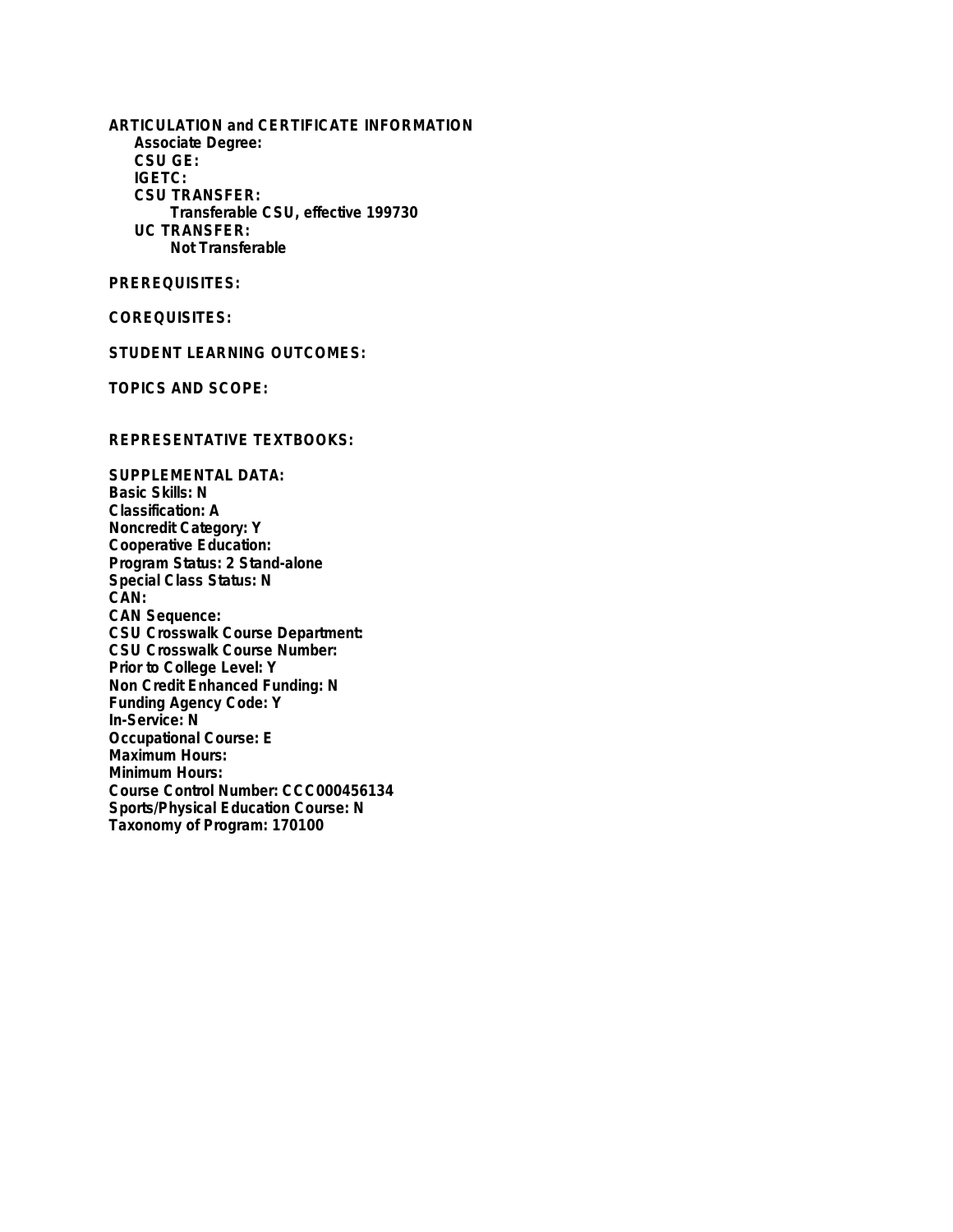**ARTICULATION and CERTIFICATE INFORMATION**

- **Associate Degree:**
- **CSU GE:**
- **IGETC:**
- **CSU TRANSFER:**
  - **Transferable CSU, effective 199730**
- **UC TRANSFER:**
  - **Not Transferable**

**PREREQUISITES:**

**COREQUISITES:**

**STUDENT LEARNING OUTCOMES:**

**TOPICS AND SCOPE:**

**REPRESENTATIVE TEXTBOOKS:**

**SUPPLEMENTAL DATA:**
**Basic Skills: N**
**Classification: A**
**Noncredit Category: Y**
**Cooperative Education:**
**Program Status: 2 Stand-alone**
**Special Class Status: N**
**CAN:**
**CAN Sequence:**
**CSU Crosswalk Course Department:**
**CSU Crosswalk Course Number:**
**Prior to College Level: Y**
**Non Credit Enhanced Funding: N**
**Funding Agency Code: Y**
**In-Service: N**
**Occupational Course: E**
**Maximum Hours:**
**Minimum Hours:**
**Course Control Number: CCC000456134**
**Sports/Physical Education Course: N**
**Taxonomy of Program: 170100**